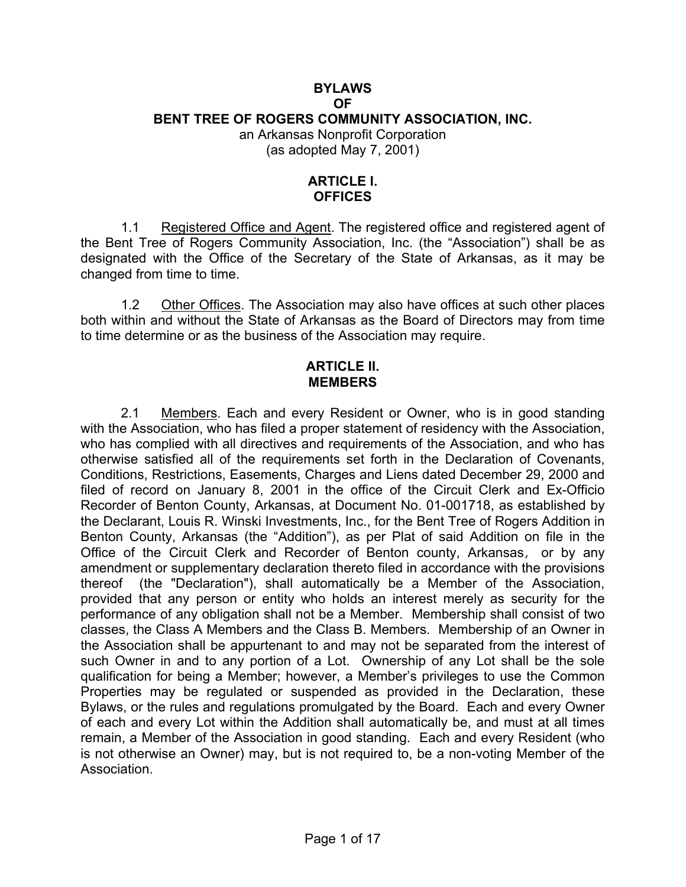# BYLAWS
# OF
# BENT TREE OF ROGERS COMMUNITY ASSOCIATION, INC.

an Arkansas Nonprofit Corporation
(as adopted May 7, 2001)

## ARTICLE I.
## OFFICES

1.1 Registered Office and Agent. The registered office and registered agent of the Bent Tree of Rogers Community Association, Inc. (the "Association") shall be as designated with the Office of the Secretary of the State of Arkansas, as it may be changed from time to time.

1.2 Other Offices. The Association may also have offices at such other places both within and without the State of Arkansas as the Board of Directors may from time to time determine or as the business of the Association may require.

## ARTICLE II.
## MEMBERS

2.1 Members. Each and every Resident or Owner, who is in good standing with the Association, who has filed a proper statement of residency with the Association, who has complied with all directives and requirements of the Association, and who has otherwise satisfied all of the requirements set forth in the Declaration of Covenants, Conditions, Restrictions, Easements, Charges and Liens dated December 29, 2000 and filed of record on January 8, 2001 in the office of the Circuit Clerk and Ex-Officio Recorder of Benton County, Arkansas, at Document No. 01-001718, as established by the Declarant, Louis R. Winski Investments, Inc., for the Bent Tree of Rogers Addition in Benton County, Arkansas (the "Addition"), as per Plat of said Addition on file in the Office of the Circuit Clerk and Recorder of Benton county, Arkansas, or by any amendment or supplementary declaration thereto filed in accordance with the provisions thereof (the "Declaration"), shall automatically be a Member of the Association, provided that any person or entity who holds an interest merely as security for the performance of any obligation shall not be a Member. Membership shall consist of two classes, the Class A Members and the Class B. Members. Membership of an Owner in the Association shall be appurtenant to and may not be separated from the interest of such Owner in and to any portion of a Lot. Ownership of any Lot shall be the sole qualification for being a Member; however, a Member's privileges to use the Common Properties may be regulated or suspended as provided in the Declaration, these Bylaws, or the rules and regulations promulgated by the Board. Each and every Owner of each and every Lot within the Addition shall automatically be, and must at all times remain, a Member of the Association in good standing. Each and every Resident (who is not otherwise an Owner) may, but is not required to, be a non-voting Member of the Association.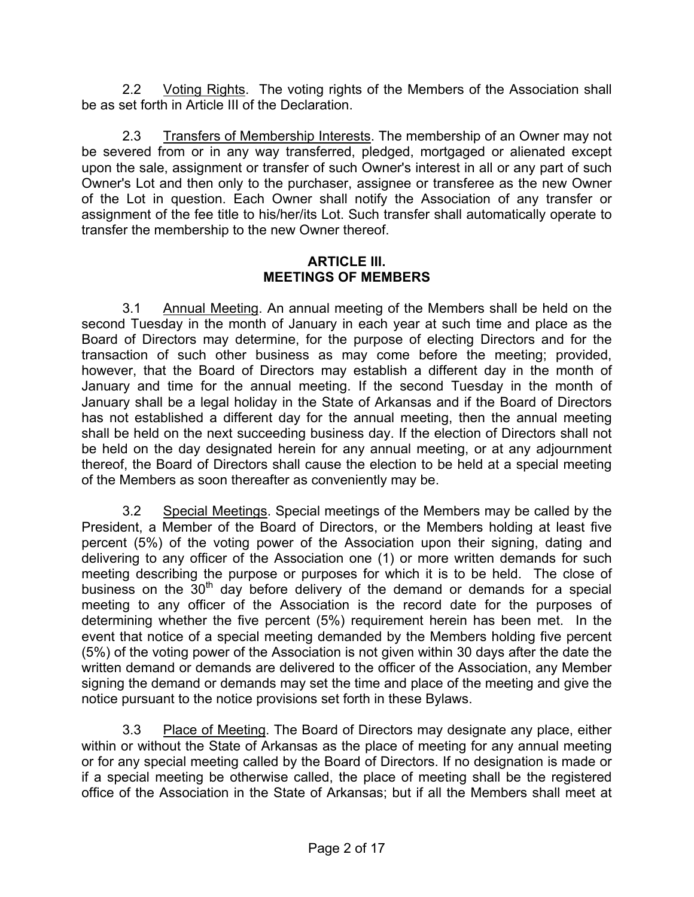2.2 Voting Rights. The voting rights of the Members of the Association shall be as set forth in Article III of the Declaration.

2.3 Transfers of Membership Interests. The membership of an Owner may not be severed from or in any way transferred, pledged, mortgaged or alienated except upon the sale, assignment or transfer of such Owner's interest in all or any part of such Owner's Lot and then only to the purchaser, assignee or transferee as the new Owner of the Lot in question. Each Owner shall notify the Association of any transfer or assignment of the fee title to his/her/its Lot. Such transfer shall automatically operate to transfer the membership to the new Owner thereof.

## ARTICLE III.
## MEETINGS OF MEMBERS

3.1 Annual Meeting. An annual meeting of the Members shall be held on the second Tuesday in the month of January in each year at such time and place as the Board of Directors may determine, for the purpose of electing Directors and for the transaction of such other business as may come before the meeting; provided, however, that the Board of Directors may establish a different day in the month of January and time for the annual meeting. If the second Tuesday in the month of January shall be a legal holiday in the State of Arkansas and if the Board of Directors has not established a different day for the annual meeting, then the annual meeting shall be held on the next succeeding business day. If the election of Directors shall not be held on the day designated herein for any annual meeting, or at any adjournment thereof, the Board of Directors shall cause the election to be held at a special meeting of the Members as soon thereafter as conveniently may be.

3.2 Special Meetings. Special meetings of the Members may be called by the President, a Member of the Board of Directors, or the Members holding at least five percent (5%) of the voting power of the Association upon their signing, dating and delivering to any officer of the Association one (1) or more written demands for such meeting describing the purpose or purposes for which it is to be held. The close of business on the 30th day before delivery of the demand or demands for a special meeting to any officer of the Association is the record date for the purposes of determining whether the five percent (5%) requirement herein has been met. In the event that notice of a special meeting demanded by the Members holding five percent (5%) of the voting power of the Association is not given within 30 days after the date the written demand or demands are delivered to the officer of the Association, any Member signing the demand or demands may set the time and place of the meeting and give the notice pursuant to the notice provisions set forth in these Bylaws.

3.3 Place of Meeting. The Board of Directors may designate any place, either within or without the State of Arkansas as the place of meeting for any annual meeting or for any special meeting called by the Board of Directors. If no designation is made or if a special meeting be otherwise called, the place of meeting shall be the registered office of the Association in the State of Arkansas; but if all the Members shall meet at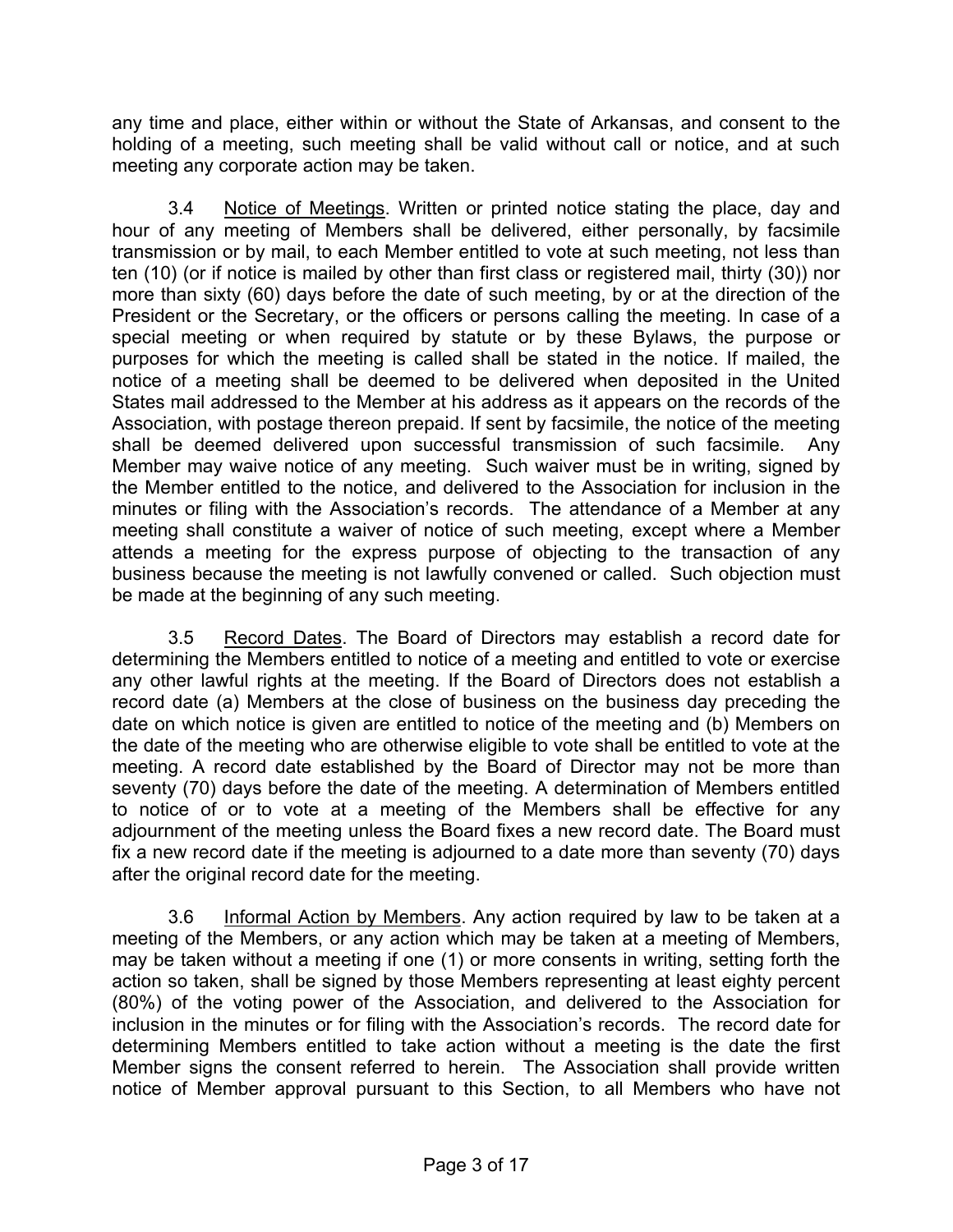any time and place, either within or without the State of Arkansas, and consent to the holding of a meeting, such meeting shall be valid without call or notice, and at such meeting any corporate action may be taken.

3.4 Notice of Meetings. Written or printed notice stating the place, day and hour of any meeting of Members shall be delivered, either personally, by facsimile transmission or by mail, to each Member entitled to vote at such meeting, not less than ten (10) (or if notice is mailed by other than first class or registered mail, thirty (30)) nor more than sixty (60) days before the date of such meeting, by or at the direction of the President or the Secretary, or the officers or persons calling the meeting. In case of a special meeting or when required by statute or by these Bylaws, the purpose or purposes for which the meeting is called shall be stated in the notice. If mailed, the notice of a meeting shall be deemed to be delivered when deposited in the United States mail addressed to the Member at his address as it appears on the records of the Association, with postage thereon prepaid. If sent by facsimile, the notice of the meeting shall be deemed delivered upon successful transmission of such facsimile. Any Member may waive notice of any meeting. Such waiver must be in writing, signed by the Member entitled to the notice, and delivered to the Association for inclusion in the minutes or filing with the Association's records. The attendance of a Member at any meeting shall constitute a waiver of notice of such meeting, except where a Member attends a meeting for the express purpose of objecting to the transaction of any business because the meeting is not lawfully convened or called. Such objection must be made at the beginning of any such meeting.

3.5 Record Dates. The Board of Directors may establish a record date for determining the Members entitled to notice of a meeting and entitled to vote or exercise any other lawful rights at the meeting. If the Board of Directors does not establish a record date (a) Members at the close of business on the business day preceding the date on which notice is given are entitled to notice of the meeting and (b) Members on the date of the meeting who are otherwise eligible to vote shall be entitled to vote at the meeting. A record date established by the Board of Director may not be more than seventy (70) days before the date of the meeting. A determination of Members entitled to notice of or to vote at a meeting of the Members shall be effective for any adjournment of the meeting unless the Board fixes a new record date. The Board must fix a new record date if the meeting is adjourned to a date more than seventy (70) days after the original record date for the meeting.

3.6 Informal Action by Members. Any action required by law to be taken at a meeting of the Members, or any action which may be taken at a meeting of Members, may be taken without a meeting if one (1) or more consents in writing, setting forth the action so taken, shall be signed by those Members representing at least eighty percent (80%) of the voting power of the Association, and delivered to the Association for inclusion in the minutes or for filing with the Association's records. The record date for determining Members entitled to take action without a meeting is the date the first Member signs the consent referred to herein. The Association shall provide written notice of Member approval pursuant to this Section, to all Members who have not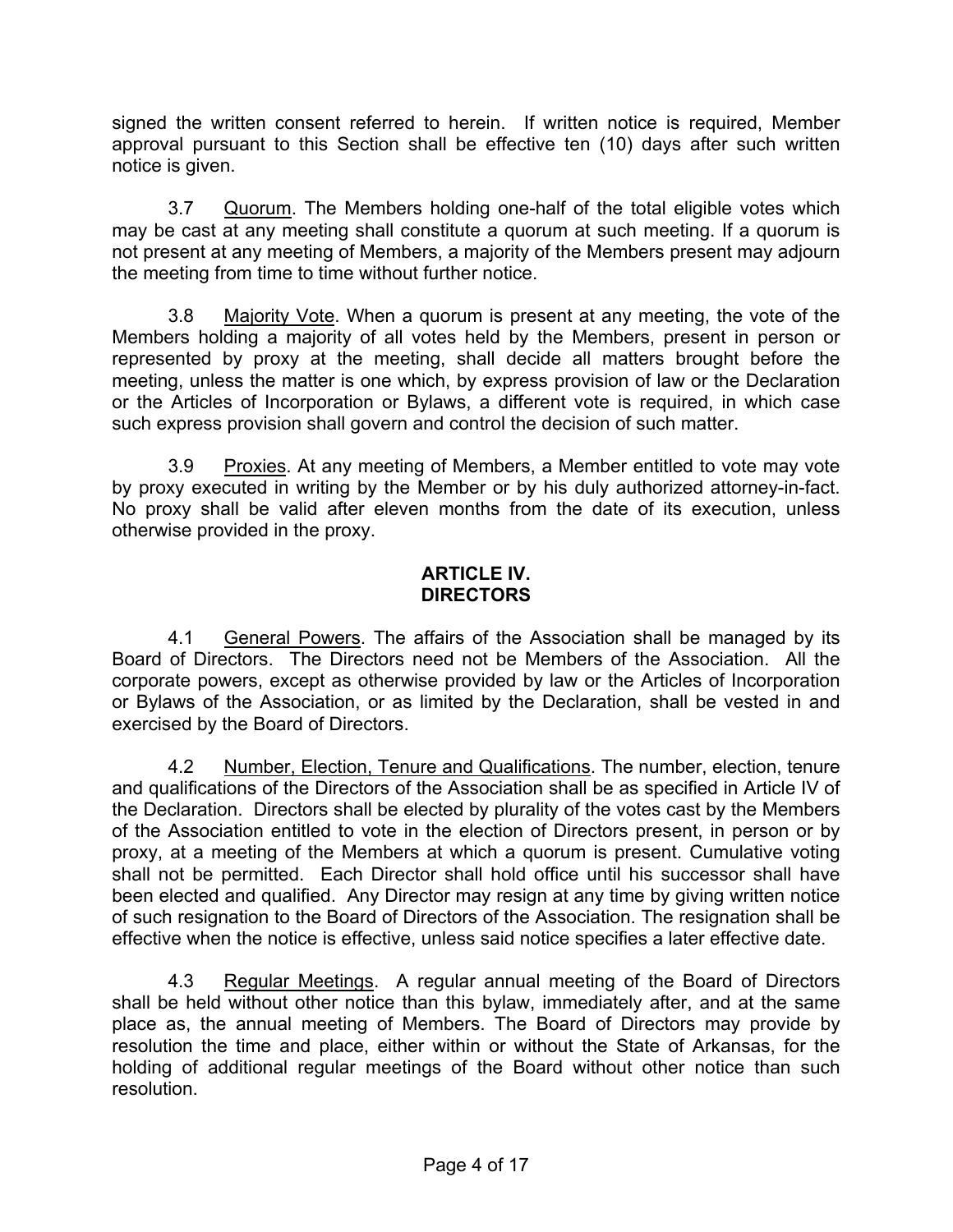signed the written consent referred to herein. If written notice is required, Member approval pursuant to this Section shall be effective ten (10) days after such written notice is given.

3.7 Quorum. The Members holding one-half of the total eligible votes which may be cast at any meeting shall constitute a quorum at such meeting. If a quorum is not present at any meeting of Members, a majority of the Members present may adjourn the meeting from time to time without further notice.

3.8 Majority Vote. When a quorum is present at any meeting, the vote of the Members holding a majority of all votes held by the Members, present in person or represented by proxy at the meeting, shall decide all matters brought before the meeting, unless the matter is one which, by express provision of law or the Declaration or the Articles of Incorporation or Bylaws, a different vote is required, in which case such express provision shall govern and control the decision of such matter.

3.9 Proxies. At any meeting of Members, a Member entitled to vote may vote by proxy executed in writing by the Member or by his duly authorized attorney-in-fact. No proxy shall be valid after eleven months from the date of its execution, unless otherwise provided in the proxy.

## ARTICLE IV.
## DIRECTORS

4.1 General Powers. The affairs of the Association shall be managed by its Board of Directors. The Directors need not be Members of the Association. All the corporate powers, except as otherwise provided by law or the Articles of Incorporation or Bylaws of the Association, or as limited by the Declaration, shall be vested in and exercised by the Board of Directors.

4.2 Number, Election, Tenure and Qualifications. The number, election, tenure and qualifications of the Directors of the Association shall be as specified in Article IV of the Declaration. Directors shall be elected by plurality of the votes cast by the Members of the Association entitled to vote in the election of Directors present, in person or by proxy, at a meeting of the Members at which a quorum is present. Cumulative voting shall not be permitted. Each Director shall hold office until his successor shall have been elected and qualified. Any Director may resign at any time by giving written notice of such resignation to the Board of Directors of the Association. The resignation shall be effective when the notice is effective, unless said notice specifies a later effective date.

4.3 Regular Meetings. A regular annual meeting of the Board of Directors shall be held without other notice than this bylaw, immediately after, and at the same place as, the annual meeting of Members. The Board of Directors may provide by resolution the time and place, either within or without the State of Arkansas, for the holding of additional regular meetings of the Board without other notice than such resolution.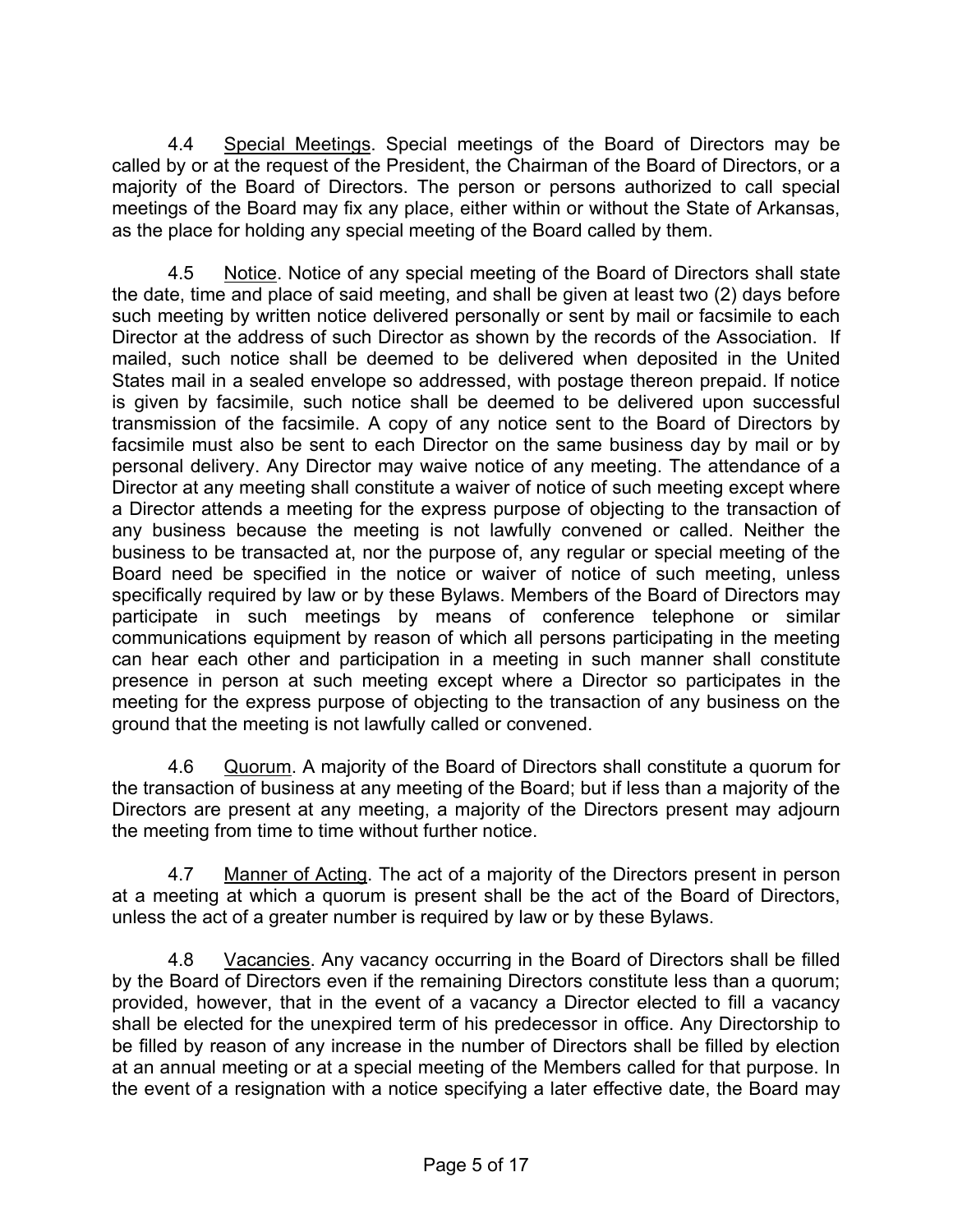4.4 Special Meetings. Special meetings of the Board of Directors may be called by or at the request of the President, the Chairman of the Board of Directors, or a majority of the Board of Directors. The person or persons authorized to call special meetings of the Board may fix any place, either within or without the State of Arkansas, as the place for holding any special meeting of the Board called by them.

4.5 Notice. Notice of any special meeting of the Board of Directors shall state the date, time and place of said meeting, and shall be given at least two (2) days before such meeting by written notice delivered personally or sent by mail or facsimile to each Director at the address of such Director as shown by the records of the Association. If mailed, such notice shall be deemed to be delivered when deposited in the United States mail in a sealed envelope so addressed, with postage thereon prepaid. If notice is given by facsimile, such notice shall be deemed to be delivered upon successful transmission of the facsimile. A copy of any notice sent to the Board of Directors by facsimile must also be sent to each Director on the same business day by mail or by personal delivery. Any Director may waive notice of any meeting. The attendance of a Director at any meeting shall constitute a waiver of notice of such meeting except where a Director attends a meeting for the express purpose of objecting to the transaction of any business because the meeting is not lawfully convened or called. Neither the business to be transacted at, nor the purpose of, any regular or special meeting of the Board need be specified in the notice or waiver of notice of such meeting, unless specifically required by law or by these Bylaws. Members of the Board of Directors may participate in such meetings by means of conference telephone or similar communications equipment by reason of which all persons participating in the meeting can hear each other and participation in a meeting in such manner shall constitute presence in person at such meeting except where a Director so participates in the meeting for the express purpose of objecting to the transaction of any business on the ground that the meeting is not lawfully called or convened.

4.6 Quorum. A majority of the Board of Directors shall constitute a quorum for the transaction of business at any meeting of the Board; but if less than a majority of the Directors are present at any meeting, a majority of the Directors present may adjourn the meeting from time to time without further notice.

4.7 Manner of Acting. The act of a majority of the Directors present in person at a meeting at which a quorum is present shall be the act of the Board of Directors, unless the act of a greater number is required by law or by these Bylaws.

4.8 Vacancies. Any vacancy occurring in the Board of Directors shall be filled by the Board of Directors even if the remaining Directors constitute less than a quorum; provided, however, that in the event of a vacancy a Director elected to fill a vacancy shall be elected for the unexpired term of his predecessor in office. Any Directorship to be filled by reason of any increase in the number of Directors shall be filled by election at an annual meeting or at a special meeting of the Members called for that purpose. In the event of a resignation with a notice specifying a later effective date, the Board may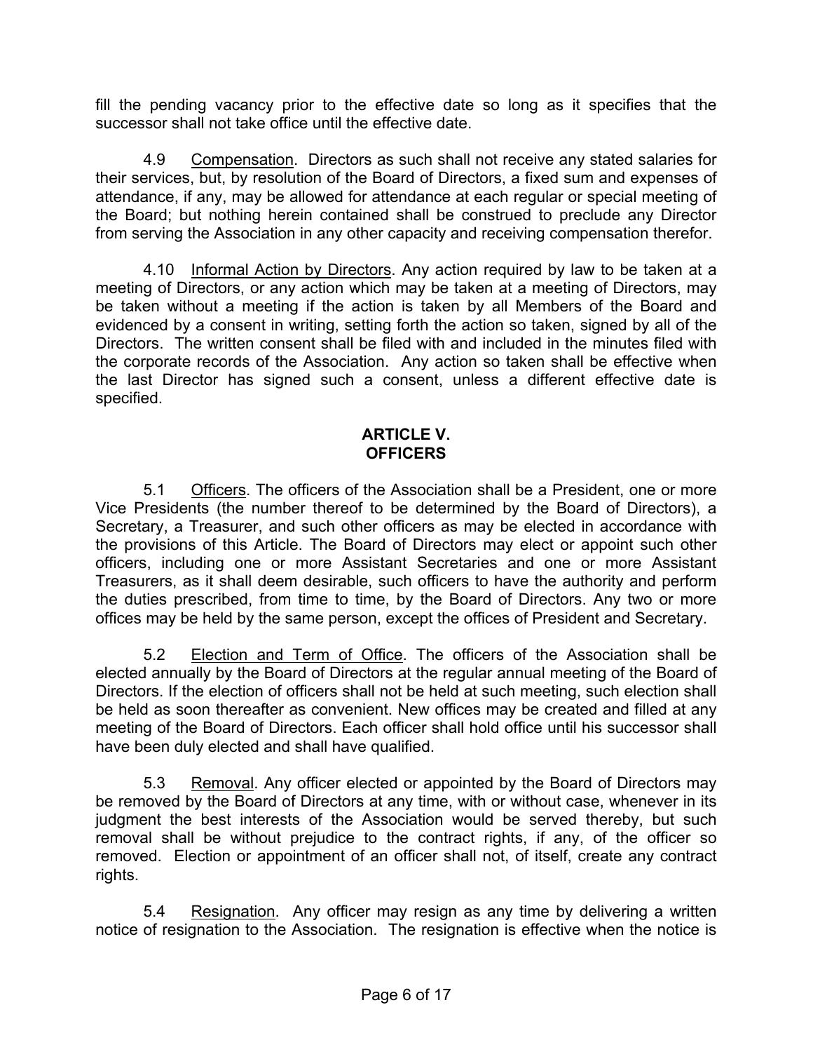fill the pending vacancy prior to the effective date so long as it specifies that the successor shall not take office until the effective date.

4.9 Compensation. Directors as such shall not receive any stated salaries for their services, but, by resolution of the Board of Directors, a fixed sum and expenses of attendance, if any, may be allowed for attendance at each regular or special meeting of the Board; but nothing herein contained shall be construed to preclude any Director from serving the Association in any other capacity and receiving compensation therefor.

4.10 Informal Action by Directors. Any action required by law to be taken at a meeting of Directors, or any action which may be taken at a meeting of Directors, may be taken without a meeting if the action is taken by all Members of the Board and evidenced by a consent in writing, setting forth the action so taken, signed by all of the Directors. The written consent shall be filed with and included in the minutes filed with the corporate records of the Association. Any action so taken shall be effective when the last Director has signed such a consent, unless a different effective date is specified.

## ARTICLE V.
## OFFICERS

5.1 Officers. The officers of the Association shall be a President, one or more Vice Presidents (the number thereof to be determined by the Board of Directors), a Secretary, a Treasurer, and such other officers as may be elected in accordance with the provisions of this Article. The Board of Directors may elect or appoint such other officers, including one or more Assistant Secretaries and one or more Assistant Treasurers, as it shall deem desirable, such officers to have the authority and perform the duties prescribed, from time to time, by the Board of Directors. Any two or more offices may be held by the same person, except the offices of President and Secretary.

5.2 Election and Term of Office. The officers of the Association shall be elected annually by the Board of Directors at the regular annual meeting of the Board of Directors. If the election of officers shall not be held at such meeting, such election shall be held as soon thereafter as convenient. New offices may be created and filled at any meeting of the Board of Directors. Each officer shall hold office until his successor shall have been duly elected and shall have qualified.

5.3 Removal. Any officer elected or appointed by the Board of Directors may be removed by the Board of Directors at any time, with or without case, whenever in its judgment the best interests of the Association would be served thereby, but such removal shall be without prejudice to the contract rights, if any, of the officer so removed. Election or appointment of an officer shall not, of itself, create any contract rights.

5.4 Resignation. Any officer may resign as any time by delivering a written notice of resignation to the Association. The resignation is effective when the notice is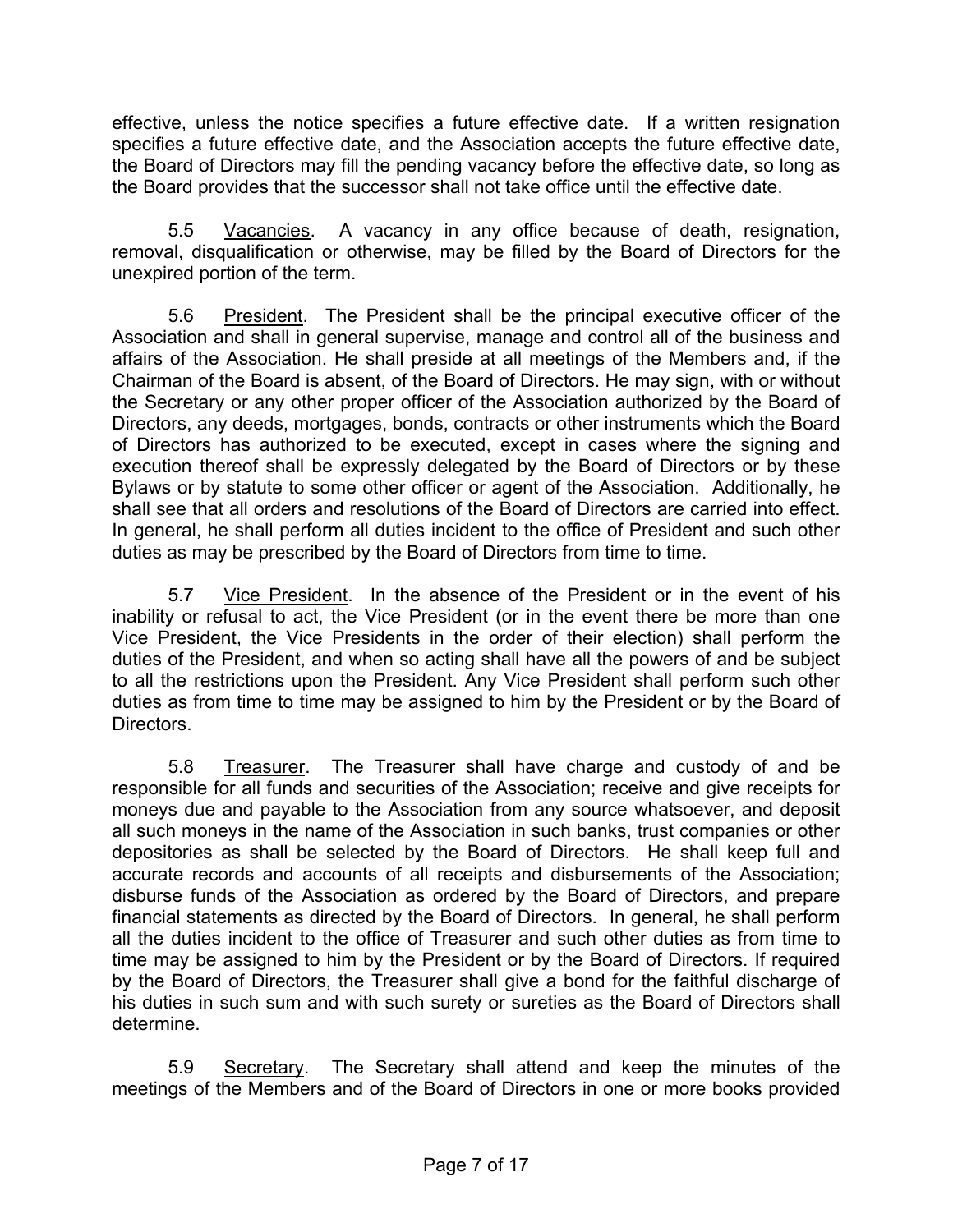effective, unless the notice specifies a future effective date. If a written resignation specifies a future effective date, and the Association accepts the future effective date, the Board of Directors may fill the pending vacancy before the effective date, so long as the Board provides that the successor shall not take office until the effective date.

5.5 Vacancies. A vacancy in any office because of death, resignation, removal, disqualification or otherwise, may be filled by the Board of Directors for the unexpired portion of the term.

5.6 President. The President shall be the principal executive officer of the Association and shall in general supervise, manage and control all of the business and affairs of the Association. He shall preside at all meetings of the Members and, if the Chairman of the Board is absent, of the Board of Directors. He may sign, with or without the Secretary or any other proper officer of the Association authorized by the Board of Directors, any deeds, mortgages, bonds, contracts or other instruments which the Board of Directors has authorized to be executed, except in cases where the signing and execution thereof shall be expressly delegated by the Board of Directors or by these Bylaws or by statute to some other officer or agent of the Association. Additionally, he shall see that all orders and resolutions of the Board of Directors are carried into effect. In general, he shall perform all duties incident to the office of President and such other duties as may be prescribed by the Board of Directors from time to time.

5.7 Vice President. In the absence of the President or in the event of his inability or refusal to act, the Vice President (or in the event there be more than one Vice President, the Vice Presidents in the order of their election) shall perform the duties of the President, and when so acting shall have all the powers of and be subject to all the restrictions upon the President. Any Vice President shall perform such other duties as from time to time may be assigned to him by the President or by the Board of Directors.

5.8 Treasurer. The Treasurer shall have charge and custody of and be responsible for all funds and securities of the Association; receive and give receipts for moneys due and payable to the Association from any source whatsoever, and deposit all such moneys in the name of the Association in such banks, trust companies or other depositories as shall be selected by the Board of Directors. He shall keep full and accurate records and accounts of all receipts and disbursements of the Association; disburse funds of the Association as ordered by the Board of Directors, and prepare financial statements as directed by the Board of Directors. In general, he shall perform all the duties incident to the office of Treasurer and such other duties as from time to time may be assigned to him by the President or by the Board of Directors. If required by the Board of Directors, the Treasurer shall give a bond for the faithful discharge of his duties in such sum and with such surety or sureties as the Board of Directors shall determine.

5.9 Secretary. The Secretary shall attend and keep the minutes of the meetings of the Members and of the Board of Directors in one or more books provided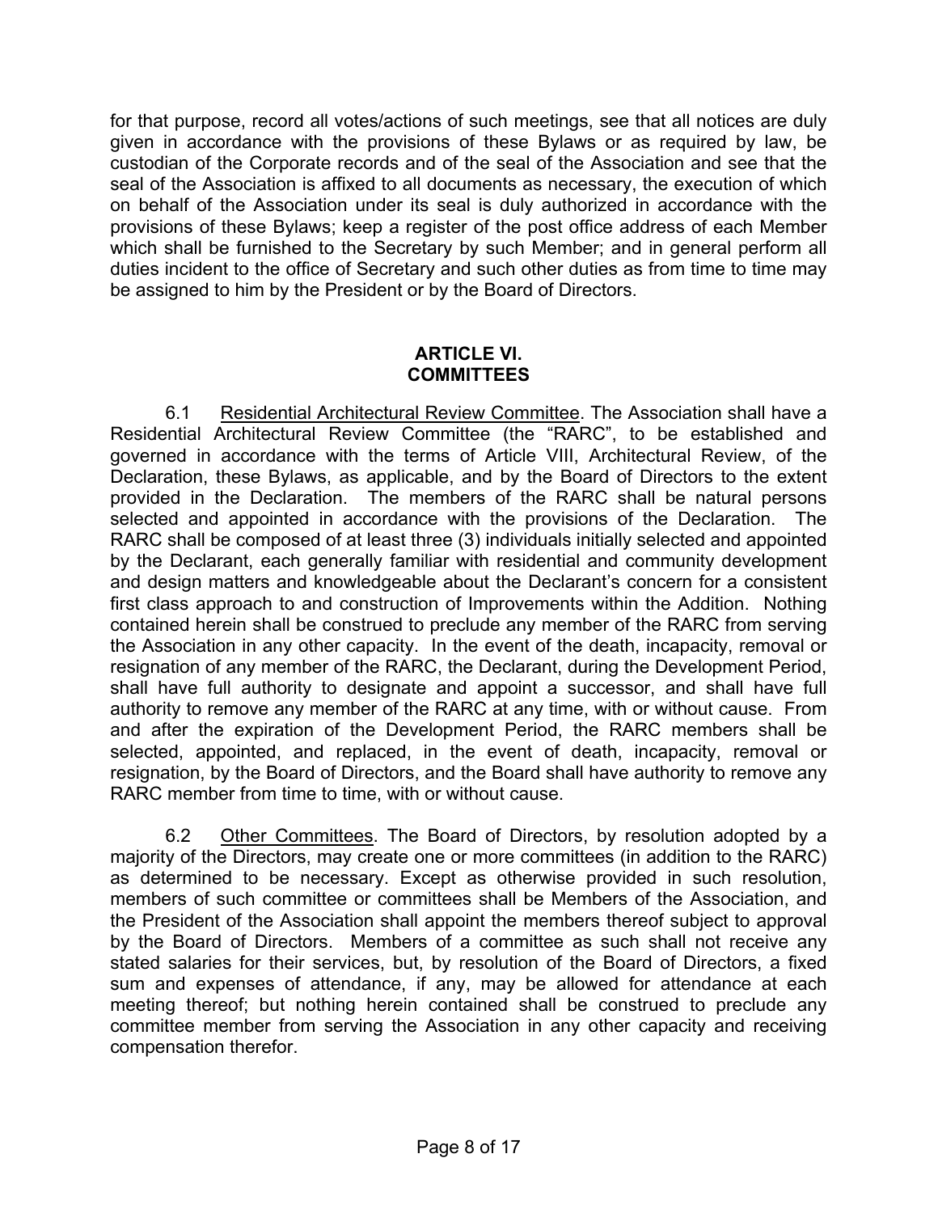for that purpose, record all votes/actions of such meetings, see that all notices are duly given in accordance with the provisions of these Bylaws or as required by law, be custodian of the Corporate records and of the seal of the Association and see that the seal of the Association is affixed to all documents as necessary, the execution of which on behalf of the Association under its seal is duly authorized in accordance with the provisions of these Bylaws; keep a register of the post office address of each Member which shall be furnished to the Secretary by such Member; and in general perform all duties incident to the office of Secretary and such other duties as from time to time may be assigned to him by the President or by the Board of Directors.

## ARTICLE VI.
## COMMITTEES

6.1 Residential Architectural Review Committee. The Association shall have a Residential Architectural Review Committee (the "RARC", to be established and governed in accordance with the terms of Article VIII, Architectural Review, of the Declaration, these Bylaws, as applicable, and by the Board of Directors to the extent provided in the Declaration. The members of the RARC shall be natural persons selected and appointed in accordance with the provisions of the Declaration. The RARC shall be composed of at least three (3) individuals initially selected and appointed by the Declarant, each generally familiar with residential and community development and design matters and knowledgeable about the Declarant's concern for a consistent first class approach to and construction of Improvements within the Addition. Nothing contained herein shall be construed to preclude any member of the RARC from serving the Association in any other capacity. In the event of the death, incapacity, removal or resignation of any member of the RARC, the Declarant, during the Development Period, shall have full authority to designate and appoint a successor, and shall have full authority to remove any member of the RARC at any time, with or without cause. From and after the expiration of the Development Period, the RARC members shall be selected, appointed, and replaced, in the event of death, incapacity, removal or resignation, by the Board of Directors, and the Board shall have authority to remove any RARC member from time to time, with or without cause.

6.2 Other Committees. The Board of Directors, by resolution adopted by a majority of the Directors, may create one or more committees (in addition to the RARC) as determined to be necessary. Except as otherwise provided in such resolution, members of such committee or committees shall be Members of the Association, and the President of the Association shall appoint the members thereof subject to approval by the Board of Directors. Members of a committee as such shall not receive any stated salaries for their services, but, by resolution of the Board of Directors, a fixed sum and expenses of attendance, if any, may be allowed for attendance at each meeting thereof; but nothing herein contained shall be construed to preclude any committee member from serving the Association in any other capacity and receiving compensation therefor.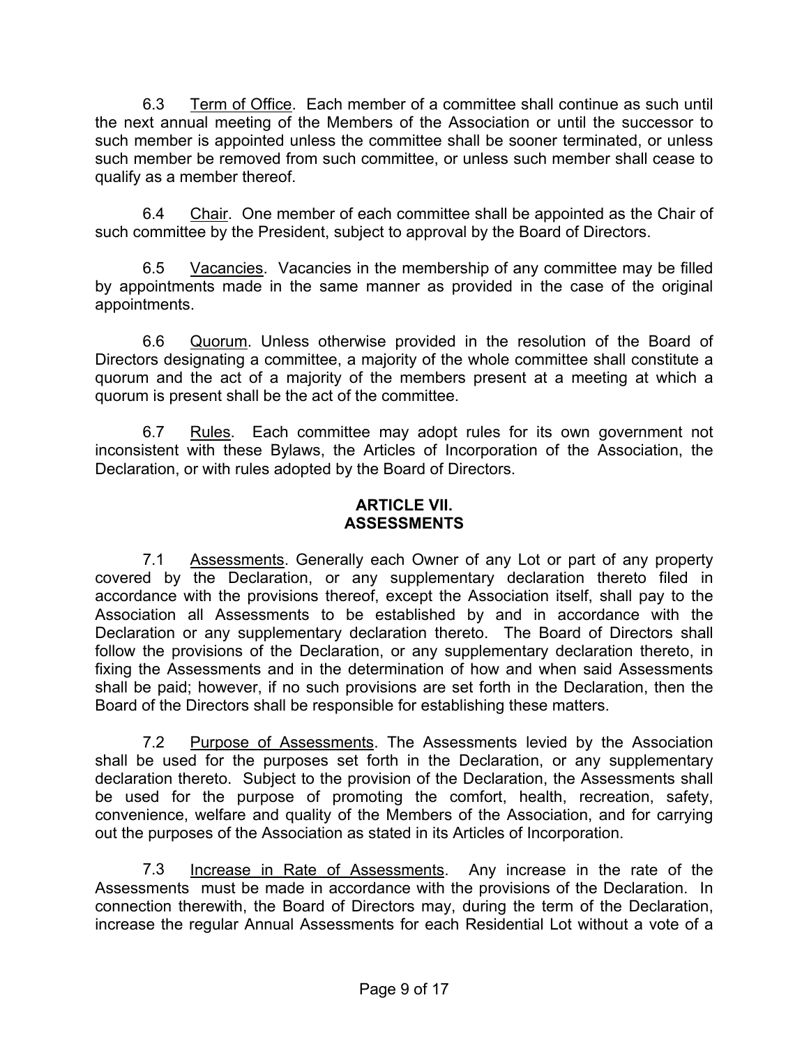6.3 Term of Office. Each member of a committee shall continue as such until the next annual meeting of the Members of the Association or until the successor to such member is appointed unless the committee shall be sooner terminated, or unless such member be removed from such committee, or unless such member shall cease to qualify as a member thereof.

6.4 Chair. One member of each committee shall be appointed as the Chair of such committee by the President, subject to approval by the Board of Directors.

6.5 Vacancies. Vacancies in the membership of any committee may be filled by appointments made in the same manner as provided in the case of the original appointments.

6.6 Quorum. Unless otherwise provided in the resolution of the Board of Directors designating a committee, a majority of the whole committee shall constitute a quorum and the act of a majority of the members present at a meeting at which a quorum is present shall be the act of the committee.

6.7 Rules. Each committee may adopt rules for its own government not inconsistent with these Bylaws, the Articles of Incorporation of the Association, the Declaration, or with rules adopted by the Board of Directors.

## ARTICLE VII. ASSESSMENTS

7.1 Assessments. Generally each Owner of any Lot or part of any property covered by the Declaration, or any supplementary declaration thereto filed in accordance with the provisions thereof, except the Association itself, shall pay to the Association all Assessments to be established by and in accordance with the Declaration or any supplementary declaration thereto. The Board of Directors shall follow the provisions of the Declaration, or any supplementary declaration thereto, in fixing the Assessments and in the determination of how and when said Assessments shall be paid; however, if no such provisions are set forth in the Declaration, then the Board of the Directors shall be responsible for establishing these matters.

7.2 Purpose of Assessments. The Assessments levied by the Association shall be used for the purposes set forth in the Declaration, or any supplementary declaration thereto. Subject to the provision of the Declaration, the Assessments shall be used for the purpose of promoting the comfort, health, recreation, safety, convenience, welfare and quality of the Members of the Association, and for carrying out the purposes of the Association as stated in its Articles of Incorporation.

7.3 Increase in Rate of Assessments. Any increase in the rate of the Assessments must be made in accordance with the provisions of the Declaration. In connection therewith, the Board of Directors may, during the term of the Declaration, increase the regular Annual Assessments for each Residential Lot without a vote of a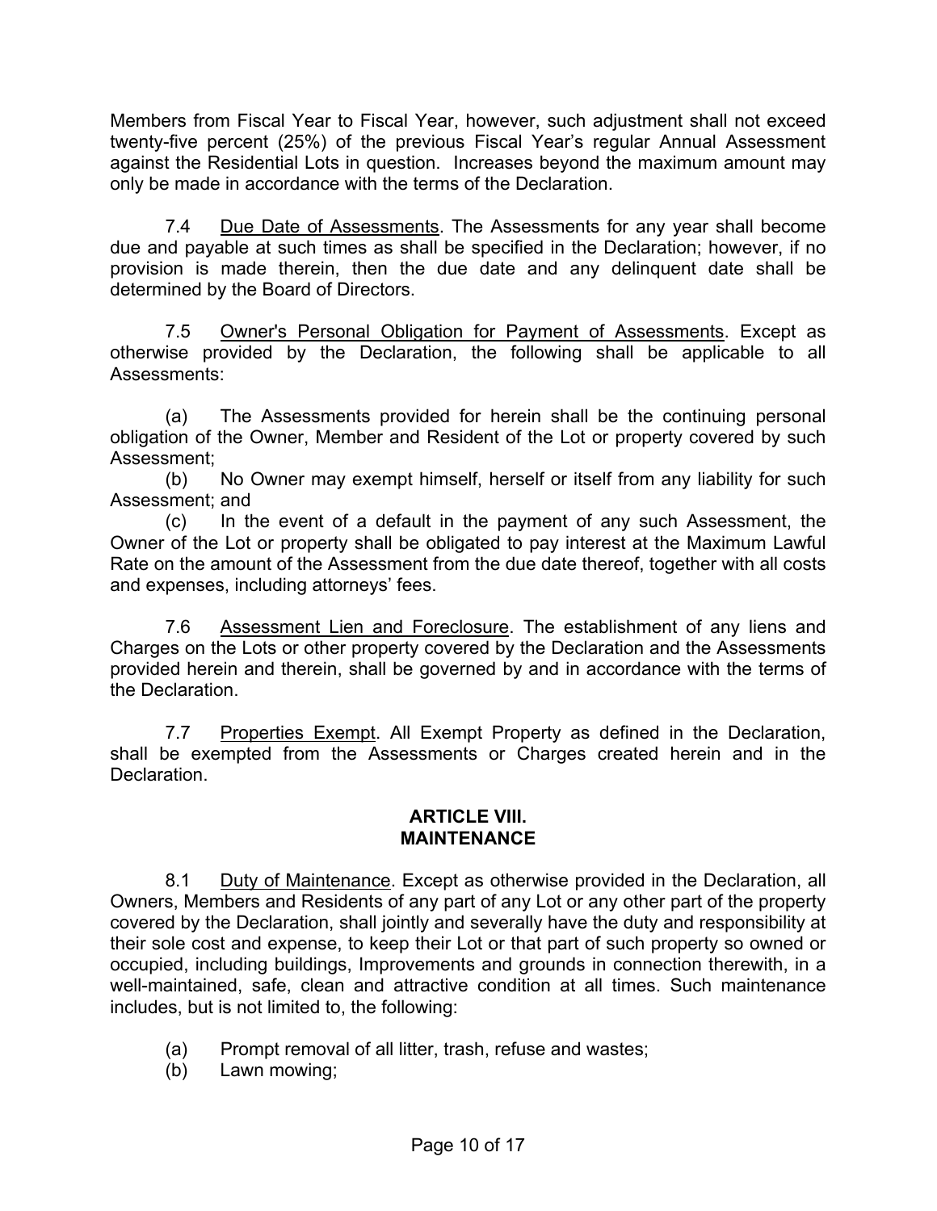Members from Fiscal Year to Fiscal Year, however, such adjustment shall not exceed twenty-five percent (25%) of the previous Fiscal Year's regular Annual Assessment against the Residential Lots in question. Increases beyond the maximum amount may only be made in accordance with the terms of the Declaration.

7.4 Due Date of Assessments. The Assessments for any year shall become due and payable at such times as shall be specified in the Declaration; however, if no provision is made therein, then the due date and any delinquent date shall be determined by the Board of Directors.

7.5 Owner's Personal Obligation for Payment of Assessments. Except as otherwise provided by the Declaration, the following shall be applicable to all Assessments:

(a) The Assessments provided for herein shall be the continuing personal obligation of the Owner, Member and Resident of the Lot or property covered by such Assessment;
(b) No Owner may exempt himself, herself or itself from any liability for such Assessment; and
(c) In the event of a default in the payment of any such Assessment, the Owner of the Lot or property shall be obligated to pay interest at the Maximum Lawful Rate on the amount of the Assessment from the due date thereof, together with all costs and expenses, including attorneys' fees.

7.6 Assessment Lien and Foreclosure. The establishment of any liens and Charges on the Lots or other property covered by the Declaration and the Assessments provided herein and therein, shall be governed by and in accordance with the terms of the Declaration.

7.7 Properties Exempt. All Exempt Property as defined in the Declaration, shall be exempted from the Assessments or Charges created herein and in the Declaration.

## ARTICLE VIII. MAINTENANCE

8.1 Duty of Maintenance. Except as otherwise provided in the Declaration, all Owners, Members and Residents of any part of any Lot or any other part of the property covered by the Declaration, shall jointly and severally have the duty and responsibility at their sole cost and expense, to keep their Lot or that part of such property so owned or occupied, including buildings, Improvements and grounds in connection therewith, in a well-maintained, safe, clean and attractive condition at all times. Such maintenance includes, but is not limited to, the following:

(a) Prompt removal of all litter, trash, refuse and wastes;
(b) Lawn mowing;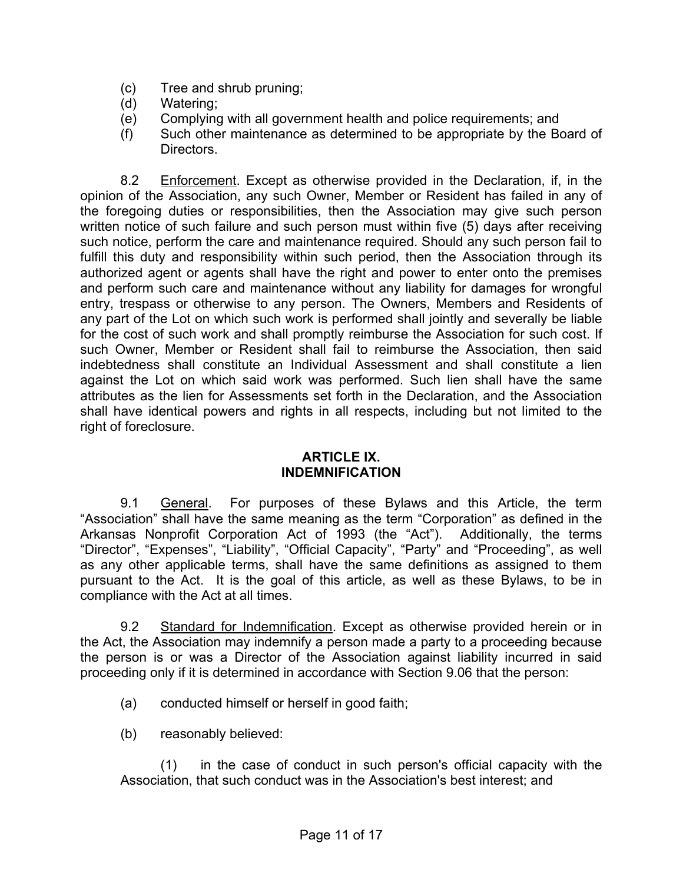(c) Tree and shrub pruning;
(d) Watering;
(e) Complying with all government health and police requirements; and
(f) Such other maintenance as determined to be appropriate by the Board of Directors.

8.2 Enforcement. Except as otherwise provided in the Declaration, if, in the opinion of the Association, any such Owner, Member or Resident has failed in any of the foregoing duties or responsibilities, then the Association may give such person written notice of such failure and such person must within five (5) days after receiving such notice, perform the care and maintenance required. Should any such person fail to fulfill this duty and responsibility within such period, then the Association through its authorized agent or agents shall have the right and power to enter onto the premises and perform such care and maintenance without any liability for damages for wrongful entry, trespass or otherwise to any person. The Owners, Members and Residents of any part of the Lot on which such work is performed shall jointly and severally be liable for the cost of such work and shall promptly reimburse the Association for such cost. If such Owner, Member or Resident shall fail to reimburse the Association, then said indebtedness shall constitute an Individual Assessment and shall constitute a lien against the Lot on which said work was performed. Such lien shall have the same attributes as the lien for Assessments set forth in the Declaration, and the Association shall have identical powers and rights in all respects, including but not limited to the right of foreclosure.

## ARTICLE IX.
## INDEMNIFICATION

9.1 General. For purposes of these Bylaws and this Article, the term "Association" shall have the same meaning as the term "Corporation" as defined in the Arkansas Nonprofit Corporation Act of 1993 (the "Act"). Additionally, the terms "Director", "Expenses", "Liability", "Official Capacity", "Party" and "Proceeding", as well as any other applicable terms, shall have the same definitions as assigned to them pursuant to the Act. It is the goal of this article, as well as these Bylaws, to be in compliance with the Act at all times.

9.2 Standard for Indemnification. Except as otherwise provided herein or in the Act, the Association may indemnify a person made a party to a proceeding because the person is or was a Director of the Association against liability incurred in said proceeding only if it is determined in accordance with Section 9.06 that the person:

(a) conducted himself or herself in good faith;

(b) reasonably believed:

(1) in the case of conduct in such person's official capacity with the Association, that such conduct was in the Association's best interest; and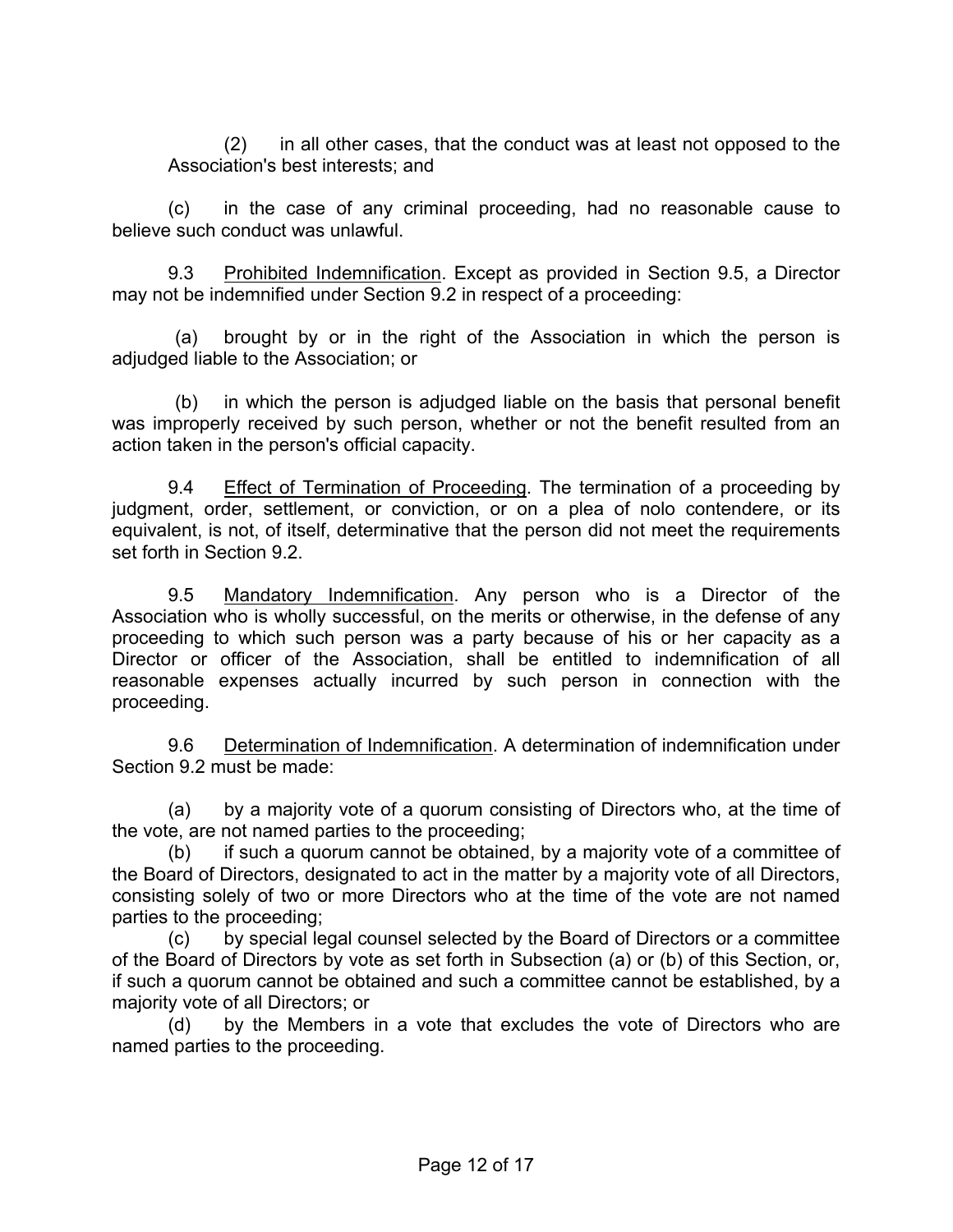(2) in all other cases, that the conduct was at least not opposed to the Association's best interests; and

(c) in the case of any criminal proceeding, had no reasonable cause to believe such conduct was unlawful.

9.3 Prohibited Indemnification. Except as provided in Section 9.5, a Director may not be indemnified under Section 9.2 in respect of a proceeding:

(a) brought by or in the right of the Association in which the person is adjudged liable to the Association; or

(b) in which the person is adjudged liable on the basis that personal benefit was improperly received by such person, whether or not the benefit resulted from an action taken in the person's official capacity.

9.4 Effect of Termination of Proceeding. The termination of a proceeding by judgment, order, settlement, or conviction, or on a plea of nolo contendere, or its equivalent, is not, of itself, determinative that the person did not meet the requirements set forth in Section 9.2.

9.5 Mandatory Indemnification. Any person who is a Director of the Association who is wholly successful, on the merits or otherwise, in the defense of any proceeding to which such person was a party because of his or her capacity as a Director or officer of the Association, shall be entitled to indemnification of all reasonable expenses actually incurred by such person in connection with the proceeding.

9.6 Determination of Indemnification. A determination of indemnification under Section 9.2 must be made:

(a) by a majority vote of a quorum consisting of Directors who, at the time of the vote, are not named parties to the proceeding;

(b) if such a quorum cannot be obtained, by a majority vote of a committee of the Board of Directors, designated to act in the matter by a majority vote of all Directors, consisting solely of two or more Directors who at the time of the vote are not named parties to the proceeding;

(c) by special legal counsel selected by the Board of Directors or a committee of the Board of Directors by vote as set forth in Subsection (a) or (b) of this Section, or, if such a quorum cannot be obtained and such a committee cannot be established, by a majority vote of all Directors; or

(d) by the Members in a vote that excludes the vote of Directors who are named parties to the proceeding.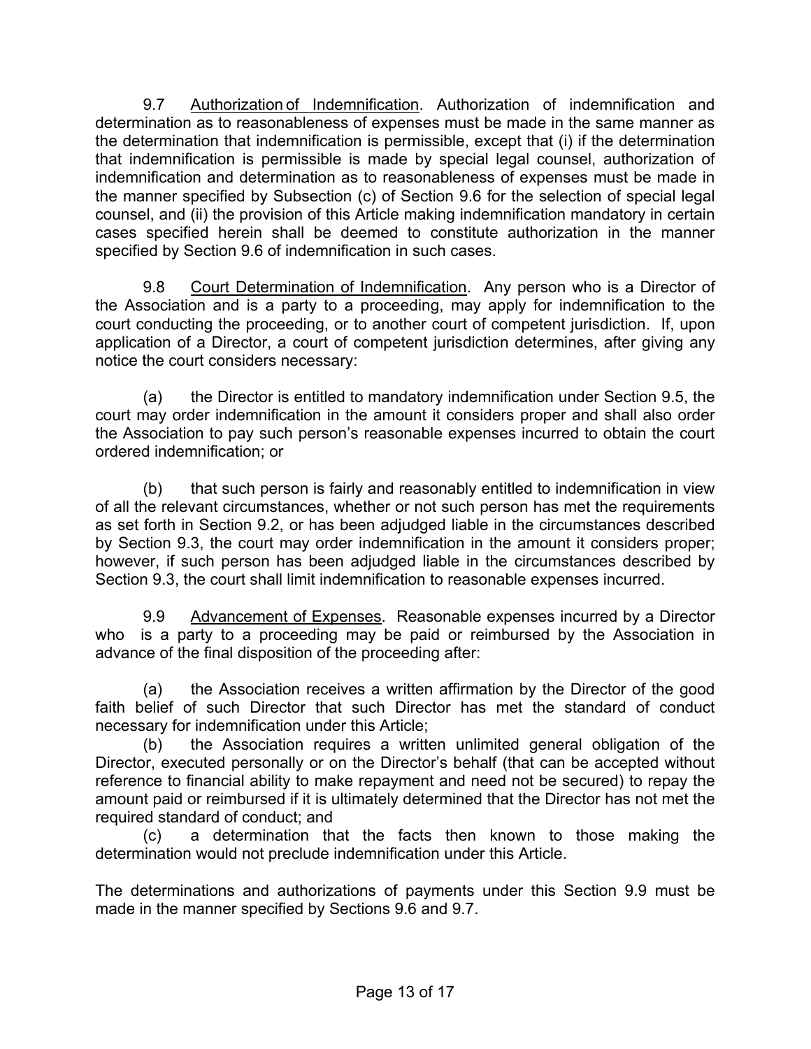9.7 Authorization of Indemnification. Authorization of indemnification and determination as to reasonableness of expenses must be made in the same manner as the determination that indemnification is permissible, except that (i) if the determination that indemnification is permissible is made by special legal counsel, authorization of indemnification and determination as to reasonableness of expenses must be made in the manner specified by Subsection (c) of Section 9.6 for the selection of special legal counsel, and (ii) the provision of this Article making indemnification mandatory in certain cases specified herein shall be deemed to constitute authorization in the manner specified by Section 9.6 of indemnification in such cases.

9.8 Court Determination of Indemnification. Any person who is a Director of the Association and is a party to a proceeding, may apply for indemnification to the court conducting the proceeding, or to another court of competent jurisdiction. If, upon application of a Director, a court of competent jurisdiction determines, after giving any notice the court considers necessary:

(a) the Director is entitled to mandatory indemnification under Section 9.5, the court may order indemnification in the amount it considers proper and shall also order the Association to pay such person's reasonable expenses incurred to obtain the court ordered indemnification; or

(b) that such person is fairly and reasonably entitled to indemnification in view of all the relevant circumstances, whether or not such person has met the requirements as set forth in Section 9.2, or has been adjudged liable in the circumstances described by Section 9.3, the court may order indemnification in the amount it considers proper; however, if such person has been adjudged liable in the circumstances described by Section 9.3, the court shall limit indemnification to reasonable expenses incurred.

9.9 Advancement of Expenses. Reasonable expenses incurred by a Director who is a party to a proceeding may be paid or reimbursed by the Association in advance of the final disposition of the proceeding after:

(a) the Association receives a written affirmation by the Director of the good faith belief of such Director that such Director has met the standard of conduct necessary for indemnification under this Article;

(b) the Association requires a written unlimited general obligation of the Director, executed personally or on the Director's behalf (that can be accepted without reference to financial ability to make repayment and need not be secured) to repay the amount paid or reimbursed if it is ultimately determined that the Director has not met the required standard of conduct; and

(c) a determination that the facts then known to those making the determination would not preclude indemnification under this Article.

The determinations and authorizations of payments under this Section 9.9 must be made in the manner specified by Sections 9.6 and 9.7.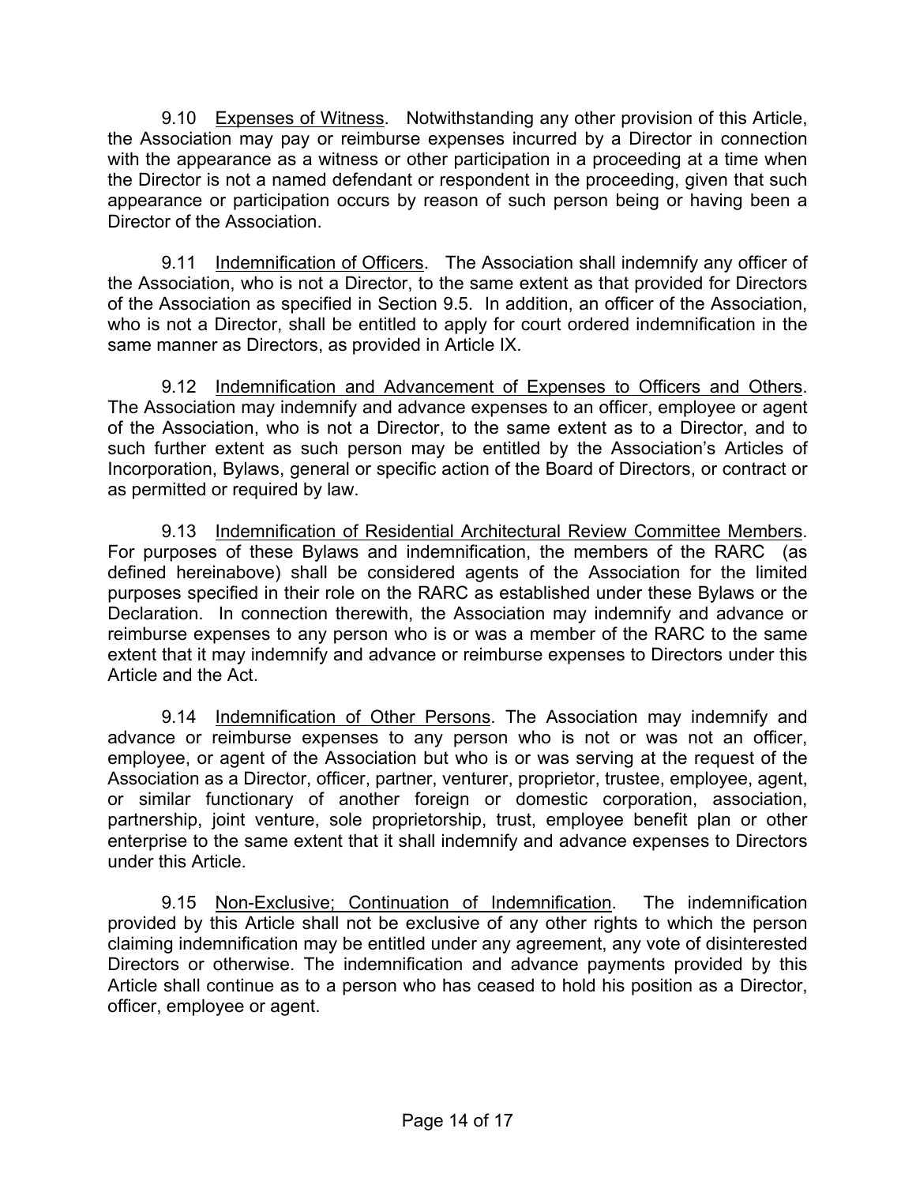9.10 Expenses of Witness. Notwithstanding any other provision of this Article, the Association may pay or reimburse expenses incurred by a Director in connection with the appearance as a witness or other participation in a proceeding at a time when the Director is not a named defendant or respondent in the proceeding, given that such appearance or participation occurs by reason of such person being or having been a Director of the Association.

9.11 Indemnification of Officers. The Association shall indemnify any officer of the Association, who is not a Director, to the same extent as that provided for Directors of the Association as specified in Section 9.5. In addition, an officer of the Association, who is not a Director, shall be entitled to apply for court ordered indemnification in the same manner as Directors, as provided in Article IX.

9.12 Indemnification and Advancement of Expenses to Officers and Others. The Association may indemnify and advance expenses to an officer, employee or agent of the Association, who is not a Director, to the same extent as to a Director, and to such further extent as such person may be entitled by the Association's Articles of Incorporation, Bylaws, general or specific action of the Board of Directors, or contract or as permitted or required by law.

9.13 Indemnification of Residential Architectural Review Committee Members. For purposes of these Bylaws and indemnification, the members of the RARC (as defined hereinabove) shall be considered agents of the Association for the limited purposes specified in their role on the RARC as established under these Bylaws or the Declaration. In connection therewith, the Association may indemnify and advance or reimburse expenses to any person who is or was a member of the RARC to the same extent that it may indemnify and advance or reimburse expenses to Directors under this Article and the Act.

9.14 Indemnification of Other Persons. The Association may indemnify and advance or reimburse expenses to any person who is not or was not an officer, employee, or agent of the Association but who is or was serving at the request of the Association as a Director, officer, partner, venturer, proprietor, trustee, employee, agent, or similar functionary of another foreign or domestic corporation, association, partnership, joint venture, sole proprietorship, trust, employee benefit plan or other enterprise to the same extent that it shall indemnify and advance expenses to Directors under this Article.

9.15 Non-Exclusive; Continuation of Indemnification. The indemnification provided by this Article shall not be exclusive of any other rights to which the person claiming indemnification may be entitled under any agreement, any vote of disinterested Directors or otherwise. The indemnification and advance payments provided by this Article shall continue as to a person who has ceased to hold his position as a Director, officer, employee or agent.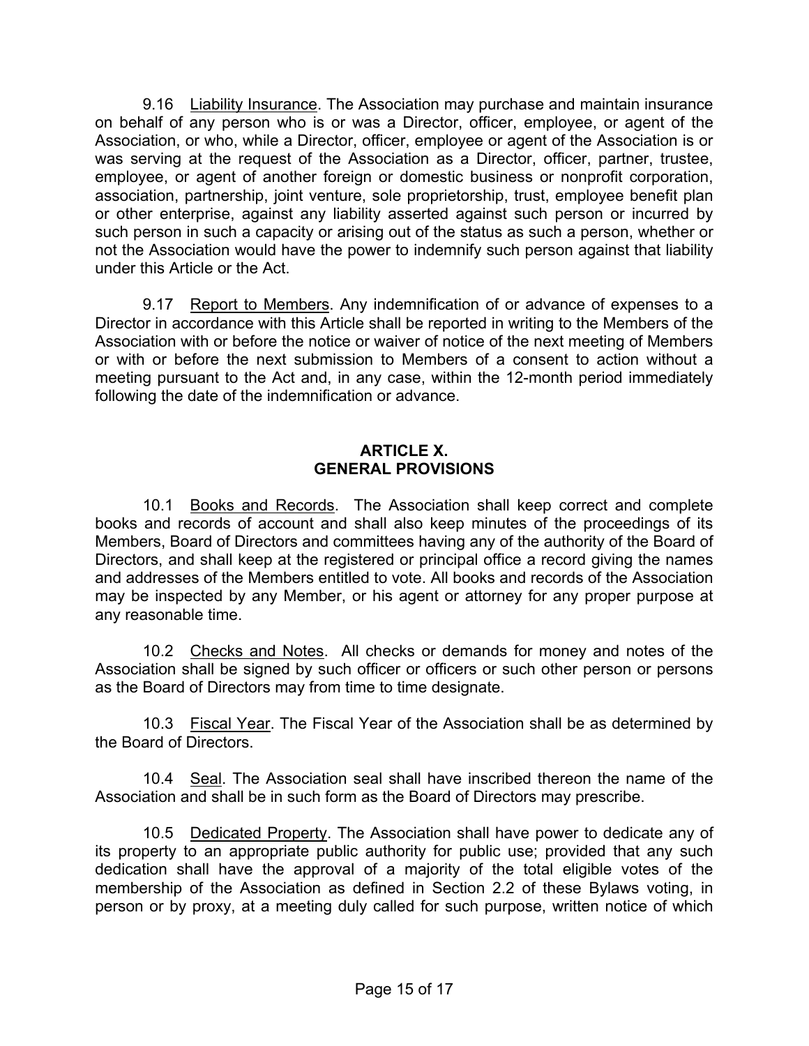9.16 Liability Insurance. The Association may purchase and maintain insurance on behalf of any person who is or was a Director, officer, employee, or agent of the Association, or who, while a Director, officer, employee or agent of the Association is or was serving at the request of the Association as a Director, officer, partner, trustee, employee, or agent of another foreign or domestic business or nonprofit corporation, association, partnership, joint venture, sole proprietorship, trust, employee benefit plan or other enterprise, against any liability asserted against such person or incurred by such person in such a capacity or arising out of the status as such a person, whether or not the Association would have the power to indemnify such person against that liability under this Article or the Act.

9.17 Report to Members. Any indemnification of or advance of expenses to a Director in accordance with this Article shall be reported in writing to the Members of the Association with or before the notice or waiver of notice of the next meeting of Members or with or before the next submission to Members of a consent to action without a meeting pursuant to the Act and, in any case, within the 12-month period immediately following the date of the indemnification or advance.

## ARTICLE X.
## GENERAL PROVISIONS

10.1 Books and Records. The Association shall keep correct and complete books and records of account and shall also keep minutes of the proceedings of its Members, Board of Directors and committees having any of the authority of the Board of Directors, and shall keep at the registered or principal office a record giving the names and addresses of the Members entitled to vote. All books and records of the Association may be inspected by any Member, or his agent or attorney for any proper purpose at any reasonable time.

10.2 Checks and Notes. All checks or demands for money and notes of the Association shall be signed by such officer or officers or such other person or persons as the Board of Directors may from time to time designate.

10.3 Fiscal Year. The Fiscal Year of the Association shall be as determined by the Board of Directors.

10.4 Seal. The Association seal shall have inscribed thereon the name of the Association and shall be in such form as the Board of Directors may prescribe.

10.5 Dedicated Property. The Association shall have power to dedicate any of its property to an appropriate public authority for public use; provided that any such dedication shall have the approval of a majority of the total eligible votes of the membership of the Association as defined in Section 2.2 of these Bylaws voting, in person or by proxy, at a meeting duly called for such purpose, written notice of which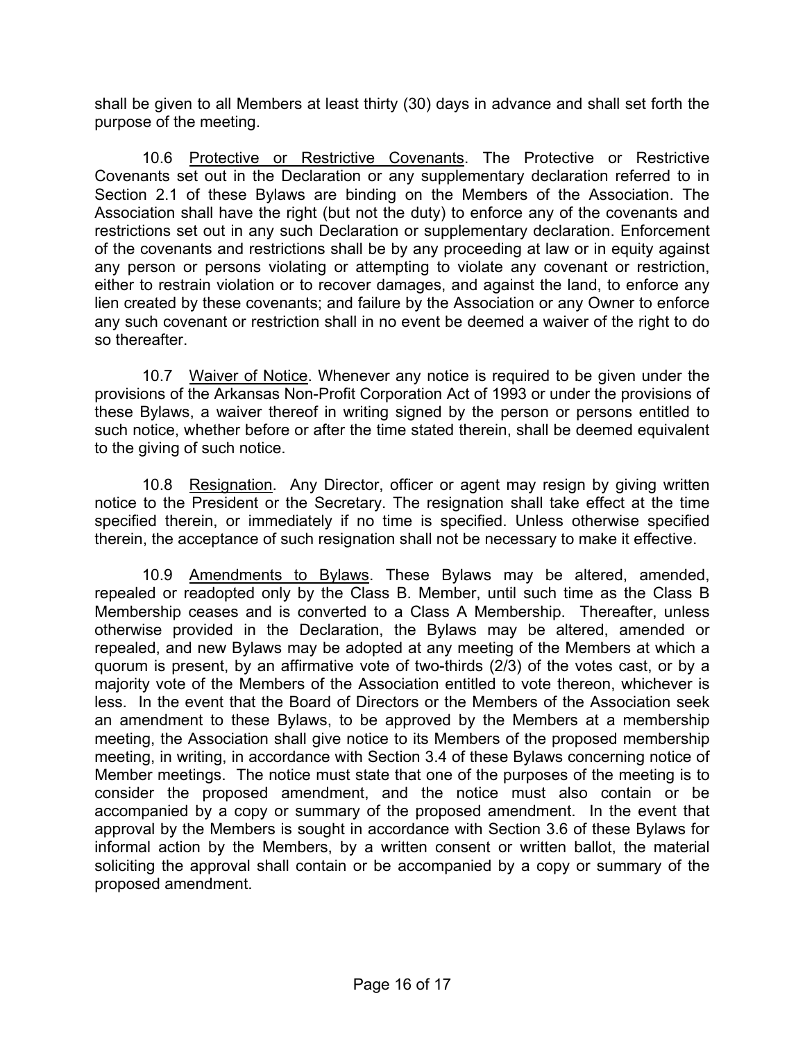shall be given to all Members at least thirty (30) days in advance and shall set forth the purpose of the meeting.

10.6 Protective or Restrictive Covenants. The Protective or Restrictive Covenants set out in the Declaration or any supplementary declaration referred to in Section 2.1 of these Bylaws are binding on the Members of the Association. The Association shall have the right (but not the duty) to enforce any of the covenants and restrictions set out in any such Declaration or supplementary declaration. Enforcement of the covenants and restrictions shall be by any proceeding at law or in equity against any person or persons violating or attempting to violate any covenant or restriction, either to restrain violation or to recover damages, and against the land, to enforce any lien created by these covenants; and failure by the Association or any Owner to enforce any such covenant or restriction shall in no event be deemed a waiver of the right to do so thereafter.

10.7 Waiver of Notice. Whenever any notice is required to be given under the provisions of the Arkansas Non-Profit Corporation Act of 1993 or under the provisions of these Bylaws, a waiver thereof in writing signed by the person or persons entitled to such notice, whether before or after the time stated therein, shall be deemed equivalent to the giving of such notice.

10.8 Resignation. Any Director, officer or agent may resign by giving written notice to the President or the Secretary. The resignation shall take effect at the time specified therein, or immediately if no time is specified. Unless otherwise specified therein, the acceptance of such resignation shall not be necessary to make it effective.

10.9 Amendments to Bylaws. These Bylaws may be altered, amended, repealed or readopted only by the Class B. Member, until such time as the Class B Membership ceases and is converted to a Class A Membership. Thereafter, unless otherwise provided in the Declaration, the Bylaws may be altered, amended or repealed, and new Bylaws may be adopted at any meeting of the Members at which a quorum is present, by an affirmative vote of two-thirds (2/3) of the votes cast, or by a majority vote of the Members of the Association entitled to vote thereon, whichever is less. In the event that the Board of Directors or the Members of the Association seek an amendment to these Bylaws, to be approved by the Members at a membership meeting, the Association shall give notice to its Members of the proposed membership meeting, in writing, in accordance with Section 3.4 of these Bylaws concerning notice of Member meetings. The notice must state that one of the purposes of the meeting is to consider the proposed amendment, and the notice must also contain or be accompanied by a copy or summary of the proposed amendment. In the event that approval by the Members is sought in accordance with Section 3.6 of these Bylaws for informal action by the Members, by a written consent or written ballot, the material soliciting the approval shall contain or be accompanied by a copy or summary of the proposed amendment.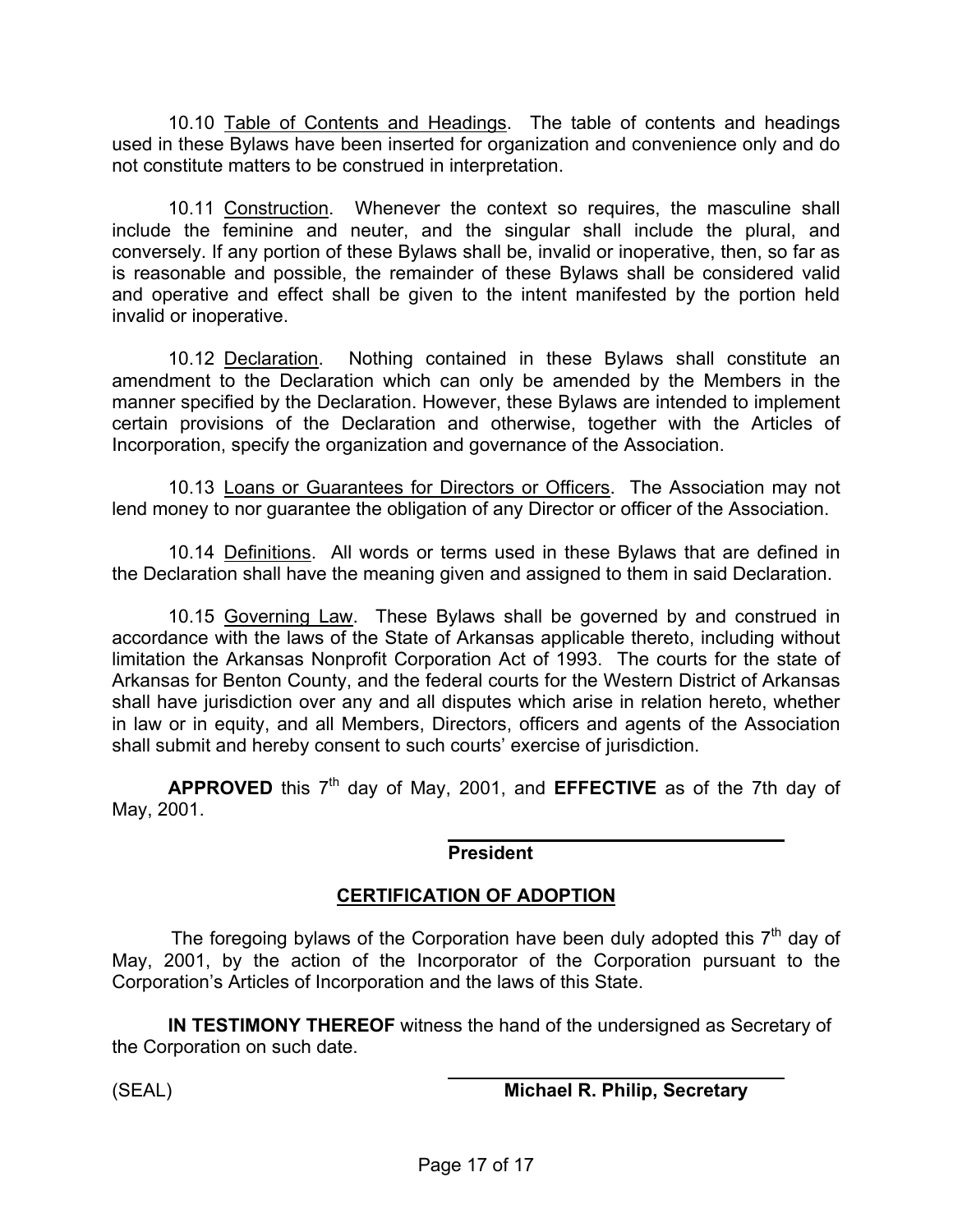10.10 Table of Contents and Headings. The table of contents and headings used in these Bylaws have been inserted for organization and convenience only and do not constitute matters to be construed in interpretation.

10.11 Construction. Whenever the context so requires, the masculine shall include the feminine and neuter, and the singular shall include the plural, and conversely. If any portion of these Bylaws shall be, invalid or inoperative, then, so far as is reasonable and possible, the remainder of these Bylaws shall be considered valid and operative and effect shall be given to the intent manifested by the portion held invalid or inoperative.

10.12 Declaration. Nothing contained in these Bylaws shall constitute an amendment to the Declaration which can only be amended by the Members in the manner specified by the Declaration. However, these Bylaws are intended to implement certain provisions of the Declaration and otherwise, together with the Articles of Incorporation, specify the organization and governance of the Association.

10.13 Loans or Guarantees for Directors or Officers. The Association may not lend money to nor guarantee the obligation of any Director or officer of the Association.

10.14 Definitions. All words or terms used in these Bylaws that are defined in the Declaration shall have the meaning given and assigned to them in said Declaration.

10.15 Governing Law. These Bylaws shall be governed by and construed in accordance with the laws of the State of Arkansas applicable thereto, including without limitation the Arkansas Nonprofit Corporation Act of 1993. The courts for the state of Arkansas for Benton County, and the federal courts for the Western District of Arkansas shall have jurisdiction over any and all disputes which arise in relation hereto, whether in law or in equity, and all Members, Directors, officers and agents of the Association shall submit and hereby consent to such courts' exercise of jurisdiction.

**APPROVED** this 7th day of May, 2001, and **EFFECTIVE** as of the 7th day of May, 2001.

\_\_\_\_\_\_\_\_\_\_\_\_\_\_\_\_\_\_\_\_\_\_\_\_\_\_\_\_\_\_\_\_

**President**

## CERTIFICATION OF ADOPTION

The foregoing bylaws of the Corporation have been duly adopted this 7th day of May, 2001, by the action of the Incorporator of the Corporation pursuant to the Corporation's Articles of Incorporation and the laws of this State.

**IN TESTIMONY THEREOF** witness the hand of the undersigned as Secretary of the Corporation on such date.

(SEAL)

\_\_\_\_\_\_\_\_\_\_\_\_\_\_\_\_\_\_\_\_\_\_\_\_\_\_\_\_\_\_\_\_

**Michael R. Philip, Secretary**